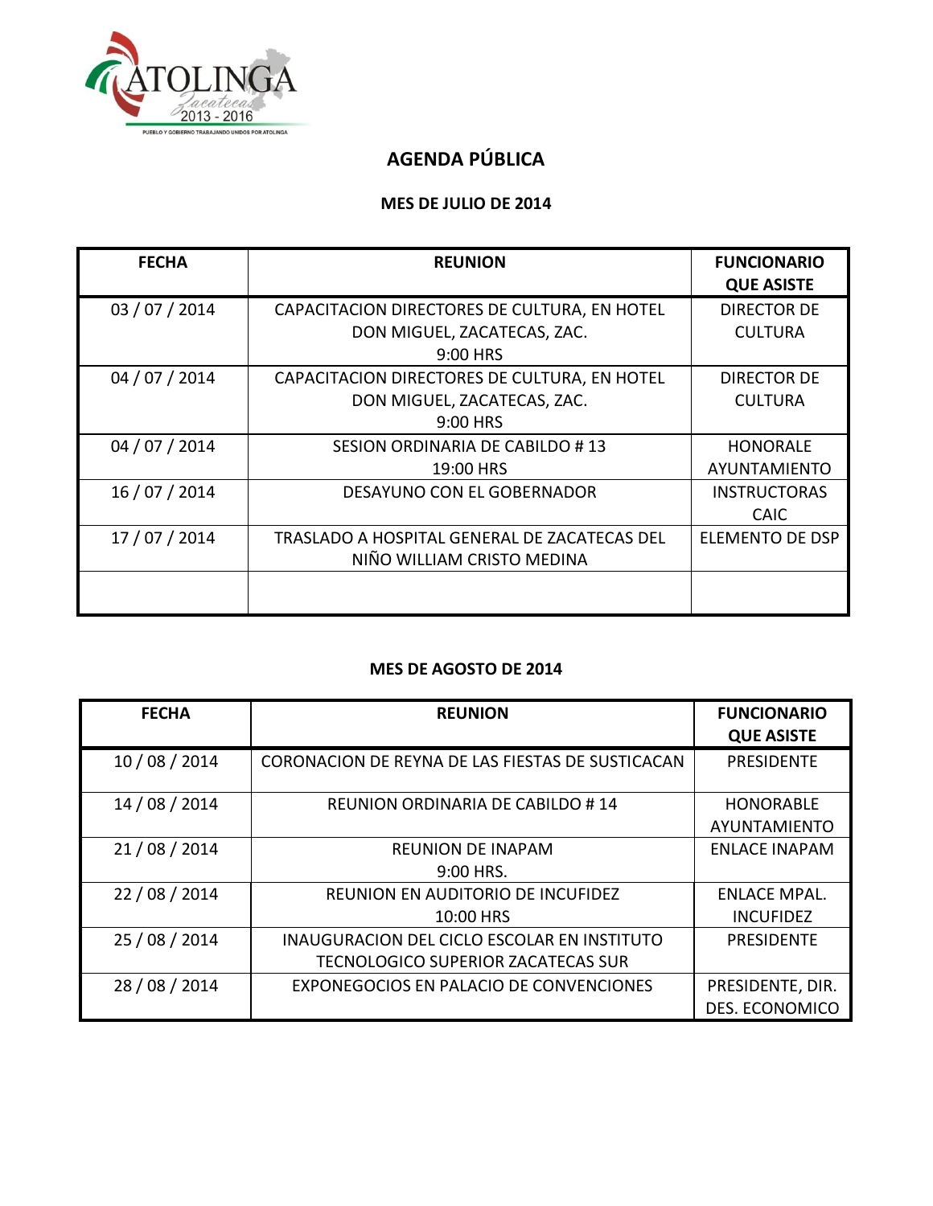# AGENDA PÚBLICA

## MES DE JULIO DE 2014

| FECHA | REUNION | FUNCIONARIO QUE ASISTE |
|---|---|---|
| 03 / 07 / 2014 | CAPACITACION DIRECTORES DE CULTURA, EN HOTEL DON MIGUEL, ZACATECAS, ZAC. 9:00 HRS | DIRECTOR DE CULTURA |
| 04 / 07 / 2014 | CAPACITACION DIRECTORES DE CULTURA, EN HOTEL DON MIGUEL, ZACATECAS, ZAC. 9:00 HRS | DIRECTOR DE CULTURA |
| 04 / 07 / 2014 | SESION ORDINARIA DE CABILDO # 13 19:00 HRS | HONORALE AYUNTAMIENTO |
| 16 / 07 / 2014 | DESAYUNO CON EL GOBERNADOR | INSTRUCTORAS CAIC |
| 17 / 07 / 2014 | TRASLADO A HOSPITAL GENERAL DE ZACATECAS DEL NIÑO WILLIAM CRISTO MEDINA | ELEMENTO DE DSP |
| | | |

## MES DE AGOSTO DE 2014

| FECHA | REUNION | FUNCIONARIO QUE ASISTE |
|---|---|---|
| 10 / 08 / 2014 | CORONACION DE REYNA DE LAS FIESTAS DE SUSTICACAN | PRESIDENTE |
| 14 / 08 / 2014 | REUNION ORDINARIA DE CABILDO # 14 | HONORABLE AYUNTAMIENTO |
| 21 / 08 / 2014 | REUNION DE INAPAM 9:00 HRS. | ENLACE INAPAM |
| 22 / 08 / 2014 | REUNION EN AUDITORIO DE INCUFIDEZ 10:00 HRS | ENLACE MPAL. INCUFIDEZ |
| 25 / 08 / 2014 | INAUGURACION DEL CICLO ESCOLAR EN INSTITUTO TECNOLOGICO SUPERIOR ZACATECAS SUR | PRESIDENTE |
| 28 / 08 / 2014 | EXPONEGOCIOS EN PALACIO DE CONVENCIONES | PRESIDENTE, DIR. DES. ECONOMICO |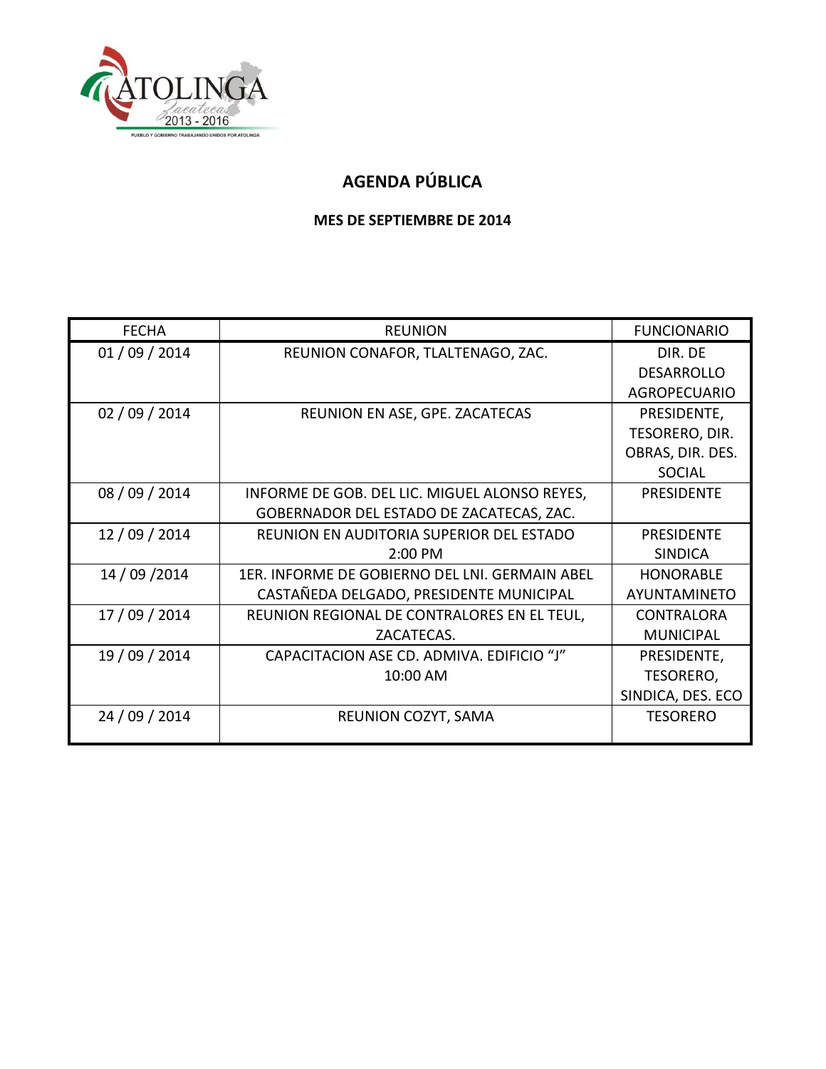# AGENDA PÚBLICA

## MES DE SEPTIEMBRE DE 2014

| FECHA | REUNION | FUNCIONARIO |
|---|---|---|
| 01 / 09 / 2014 | REUNION CONAFOR, TLALTENAGO, ZAC. | DIR. DE DESARROLLO AGROPECUARIO |
| 02 / 09 / 2014 | REUNION EN ASE, GPE. ZACATECAS | PRESIDENTE, TESORERO, DIR. OBRAS, DIR. DES. SOCIAL |
| 08 / 09 / 2014 | INFORME DE GOB. DEL LIC. MIGUEL ALONSO REYES, GOBERNADOR DEL ESTADO DE ZACATECAS, ZAC. | PRESIDENTE |
| 12 / 09 / 2014 | REUNION EN AUDITORIA SUPERIOR DEL ESTADO 2:00 PM | PRESIDENTE SINDICA |
| 14 / 09 /2014 | 1ER. INFORME DE GOBIERNO DEL LNI. GERMAIN ABEL CASTAÑEDA DELGADO, PRESIDENTE MUNICIPAL | HONORABLE AYUNTAMINETO |
| 17 / 09 / 2014 | REUNION REGIONAL DE CONTRALORES EN EL TEUL, ZACATECAS. | CONTRALORA MUNICIPAL |
| 19 / 09 / 2014 | CAPACITACION ASE CD. ADMIVA. EDIFICIO "J" 10:00 AM | PRESIDENTE, TESORERO, SINDICA, DES. ECO |
| 24 / 09 / 2014 | REUNION COZYT, SAMA | TESORERO |